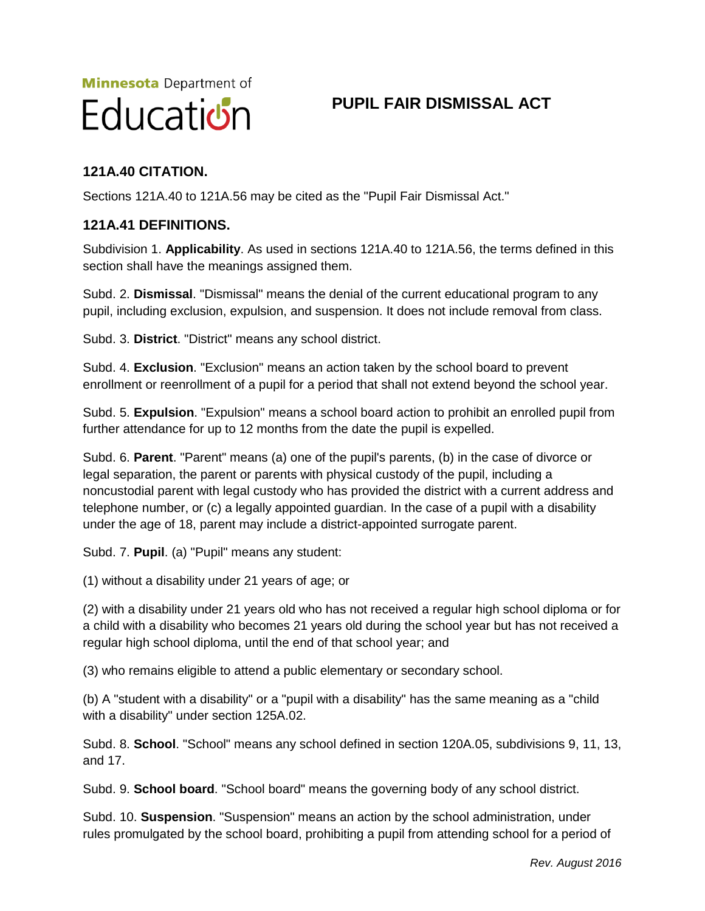Minnesota Department of Education

# PUPIL FAIR DISMISSAL ACT

## 121A.40 CITATION.

Sections 121A.40 to 121A.56 may be cited as the "Pupil Fair Dismissal Act."

## 121A.41 DEFINITIONS.

Subdivision 1. **Applicability**. As used in sections 121A.40 to 121A.56, the terms defined in this section shall have the meanings assigned them.

Subd. 2. **Dismissal**. "Dismissal" means the denial of the current educational program to any pupil, including exclusion, expulsion, and suspension. It does not include removal from class.

Subd. 3. **District**. "District" means any school district.

Subd. 4. **Exclusion**. "Exclusion" means an action taken by the school board to prevent enrollment or reenrollment of a pupil for a period that shall not extend beyond the school year.

Subd. 5. **Expulsion**. "Expulsion" means a school board action to prohibit an enrolled pupil from further attendance for up to 12 months from the date the pupil is expelled.

Subd. 6. **Parent**. "Parent" means (a) one of the pupil's parents, (b) in the case of divorce or legal separation, the parent or parents with physical custody of the pupil, including a noncustodial parent with legal custody who has provided the district with a current address and telephone number, or (c) a legally appointed guardian. In the case of a pupil with a disability under the age of 18, parent may include a district-appointed surrogate parent.

Subd. 7. **Pupil**. (a) "Pupil" means any student:

(1) without a disability under 21 years of age; or

(2) with a disability under 21 years old who has not received a regular high school diploma or for a child with a disability who becomes 21 years old during the school year but has not received a regular high school diploma, until the end of that school year; and

(3) who remains eligible to attend a public elementary or secondary school.

(b) A "student with a disability" or a "pupil with a disability" has the same meaning as a "child with a disability" under section 125A.02.

Subd. 8. **School**. "School" means any school defined in section 120A.05, subdivisions 9, 11, 13, and 17.

Subd. 9. **School board**. "School board" means the governing body of any school district.

Subd. 10. **Suspension**. "Suspension" means an action by the school administration, under rules promulgated by the school board, prohibiting a pupil from attending school for a period of

*Rev. August 2016*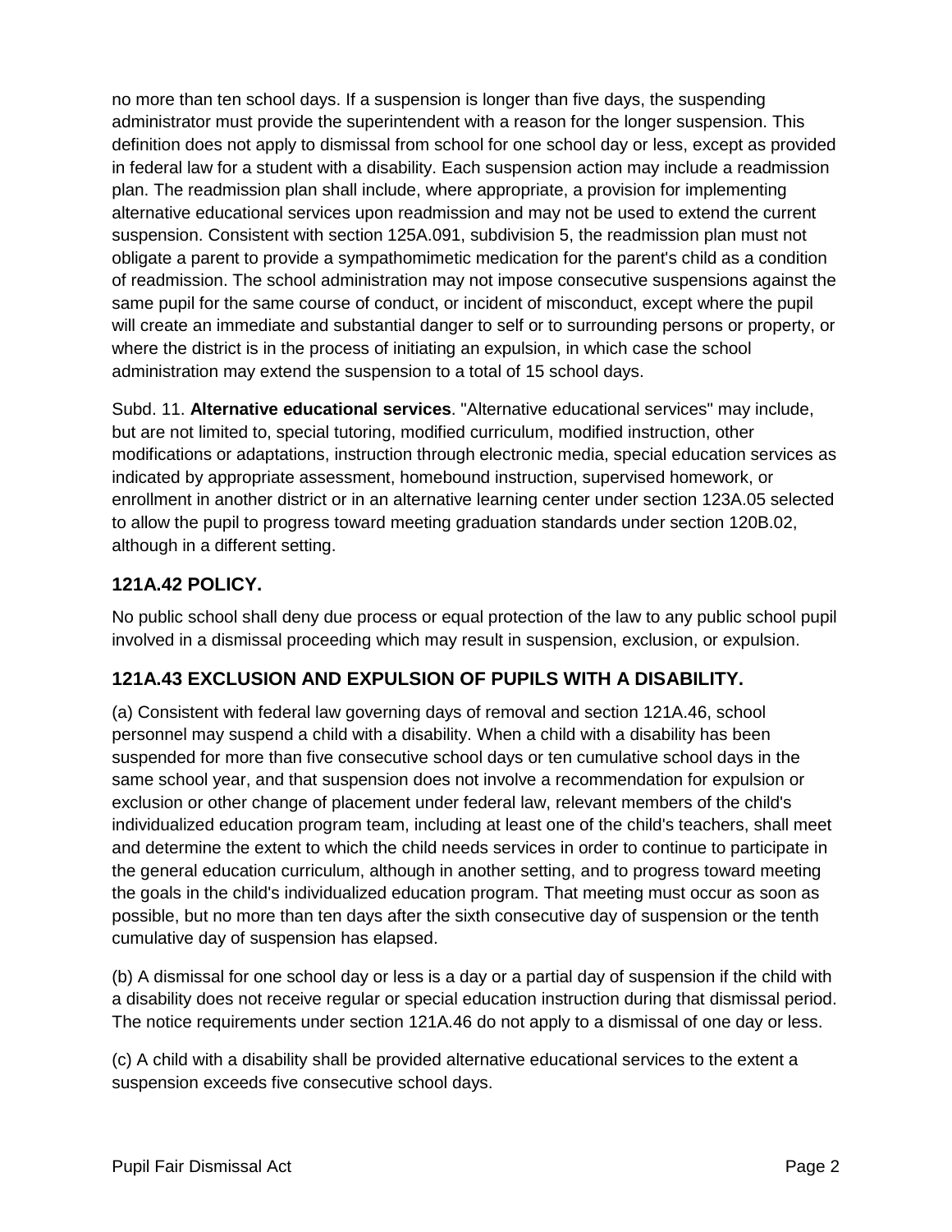no more than ten school days. If a suspension is longer than five days, the suspending administrator must provide the superintendent with a reason for the longer suspension. This definition does not apply to dismissal from school for one school day or less, except as provided in federal law for a student with a disability. Each suspension action may include a readmission plan. The readmission plan shall include, where appropriate, a provision for implementing alternative educational services upon readmission and may not be used to extend the current suspension. Consistent with section 125A.091, subdivision 5, the readmission plan must not obligate a parent to provide a sympathomimetic medication for the parent's child as a condition of readmission. The school administration may not impose consecutive suspensions against the same pupil for the same course of conduct, or incident of misconduct, except where the pupil will create an immediate and substantial danger to self or to surrounding persons or property, or where the district is in the process of initiating an expulsion, in which case the school administration may extend the suspension to a total of 15 school days.

Subd. 11. **Alternative educational services**. "Alternative educational services" may include, but are not limited to, special tutoring, modified curriculum, modified instruction, other modifications or adaptations, instruction through electronic media, special education services as indicated by appropriate assessment, homebound instruction, supervised homework, or enrollment in another district or in an alternative learning center under section 123A.05 selected to allow the pupil to progress toward meeting graduation standards under section 120B.02, although in a different setting.

## 121A.42 POLICY.

No public school shall deny due process or equal protection of the law to any public school pupil involved in a dismissal proceeding which may result in suspension, exclusion, or expulsion.

## 121A.43 EXCLUSION AND EXPULSION OF PUPILS WITH A DISABILITY.

(a) Consistent with federal law governing days of removal and section 121A.46, school personnel may suspend a child with a disability. When a child with a disability has been suspended for more than five consecutive school days or ten cumulative school days in the same school year, and that suspension does not involve a recommendation for expulsion or exclusion or other change of placement under federal law, relevant members of the child's individualized education program team, including at least one of the child's teachers, shall meet and determine the extent to which the child needs services in order to continue to participate in the general education curriculum, although in another setting, and to progress toward meeting the goals in the child's individualized education program. That meeting must occur as soon as possible, but no more than ten days after the sixth consecutive day of suspension or the tenth cumulative day of suspension has elapsed.

(b) A dismissal for one school day or less is a day or a partial day of suspension if the child with a disability does not receive regular or special education instruction during that dismissal period. The notice requirements under section 121A.46 do not apply to a dismissal of one day or less.

(c) A child with a disability shall be provided alternative educational services to the extent a suspension exceeds five consecutive school days.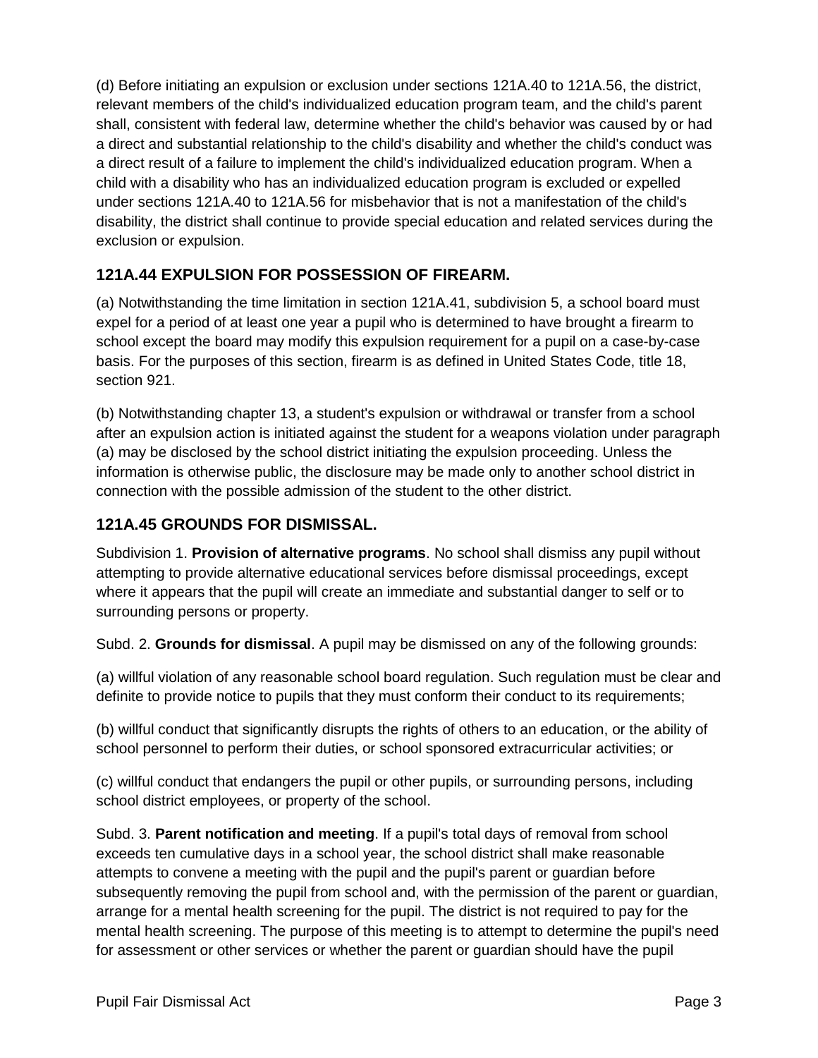(d) Before initiating an expulsion or exclusion under sections 121A.40 to 121A.56, the district, relevant members of the child's individualized education program team, and the child's parent shall, consistent with federal law, determine whether the child's behavior was caused by or had a direct and substantial relationship to the child's disability and whether the child's conduct was a direct result of a failure to implement the child's individualized education program. When a child with a disability who has an individualized education program is excluded or expelled under sections 121A.40 to 121A.56 for misbehavior that is not a manifestation of the child's disability, the district shall continue to provide special education and related services during the exclusion or expulsion.

### 121A.44 EXPULSION FOR POSSESSION OF FIREARM.

(a) Notwithstanding the time limitation in section 121A.41, subdivision 5, a school board must expel for a period of at least one year a pupil who is determined to have brought a firearm to school except the board may modify this expulsion requirement for a pupil on a case-by-case basis. For the purposes of this section, firearm is as defined in United States Code, title 18, section 921.

(b) Notwithstanding chapter 13, a student's expulsion or withdrawal or transfer from a school after an expulsion action is initiated against the student for a weapons violation under paragraph (a) may be disclosed by the school district initiating the expulsion proceeding. Unless the information is otherwise public, the disclosure may be made only to another school district in connection with the possible admission of the student to the other district.

### 121A.45 GROUNDS FOR DISMISSAL.

Subdivision 1. **Provision of alternative programs**. No school shall dismiss any pupil without attempting to provide alternative educational services before dismissal proceedings, except where it appears that the pupil will create an immediate and substantial danger to self or to surrounding persons or property.

Subd. 2. **Grounds for dismissal**. A pupil may be dismissed on any of the following grounds:

(a) willful violation of any reasonable school board regulation. Such regulation must be clear and definite to provide notice to pupils that they must conform their conduct to its requirements;

(b) willful conduct that significantly disrupts the rights of others to an education, or the ability of school personnel to perform their duties, or school sponsored extracurricular activities; or

(c) willful conduct that endangers the pupil or other pupils, or surrounding persons, including school district employees, or property of the school.

Subd. 3. **Parent notification and meeting**. If a pupil's total days of removal from school exceeds ten cumulative days in a school year, the school district shall make reasonable attempts to convene a meeting with the pupil and the pupil's parent or guardian before subsequently removing the pupil from school and, with the permission of the parent or guardian, arrange for a mental health screening for the pupil. The district is not required to pay for the mental health screening. The purpose of this meeting is to attempt to determine the pupil's need for assessment or other services or whether the parent or guardian should have the pupil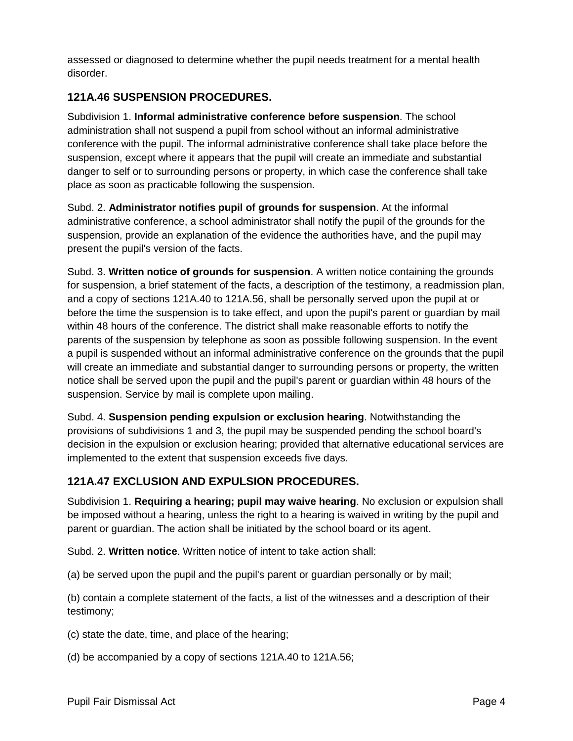assessed or diagnosed to determine whether the pupil needs treatment for a mental health disorder.

## 121A.46 SUSPENSION PROCEDURES.

Subdivision 1. **Informal administrative conference before suspension**. The school administration shall not suspend a pupil from school without an informal administrative conference with the pupil. The informal administrative conference shall take place before the suspension, except where it appears that the pupil will create an immediate and substantial danger to self or to surrounding persons or property, in which case the conference shall take place as soon as practicable following the suspension.

Subd. 2. **Administrator notifies pupil of grounds for suspension**. At the informal administrative conference, a school administrator shall notify the pupil of the grounds for the suspension, provide an explanation of the evidence the authorities have, and the pupil may present the pupil's version of the facts.

Subd. 3. **Written notice of grounds for suspension**. A written notice containing the grounds for suspension, a brief statement of the facts, a description of the testimony, a readmission plan, and a copy of sections 121A.40 to 121A.56, shall be personally served upon the pupil at or before the time the suspension is to take effect, and upon the pupil's parent or guardian by mail within 48 hours of the conference. The district shall make reasonable efforts to notify the parents of the suspension by telephone as soon as possible following suspension. In the event a pupil is suspended without an informal administrative conference on the grounds that the pupil will create an immediate and substantial danger to surrounding persons or property, the written notice shall be served upon the pupil and the pupil's parent or guardian within 48 hours of the suspension. Service by mail is complete upon mailing.

Subd. 4. **Suspension pending expulsion or exclusion hearing**. Notwithstanding the provisions of subdivisions 1 and 3, the pupil may be suspended pending the school board's decision in the expulsion or exclusion hearing; provided that alternative educational services are implemented to the extent that suspension exceeds five days.

## 121A.47 EXCLUSION AND EXPULSION PROCEDURES.

Subdivision 1. **Requiring a hearing; pupil may waive hearing**. No exclusion or expulsion shall be imposed without a hearing, unless the right to a hearing is waived in writing by the pupil and parent or guardian. The action shall be initiated by the school board or its agent.

Subd. 2. **Written notice**. Written notice of intent to take action shall:

(a) be served upon the pupil and the pupil's parent or guardian personally or by mail;

(b) contain a complete statement of the facts, a list of the witnesses and a description of their testimony;

(c) state the date, time, and place of the hearing;

(d) be accompanied by a copy of sections 121A.40 to 121A.56;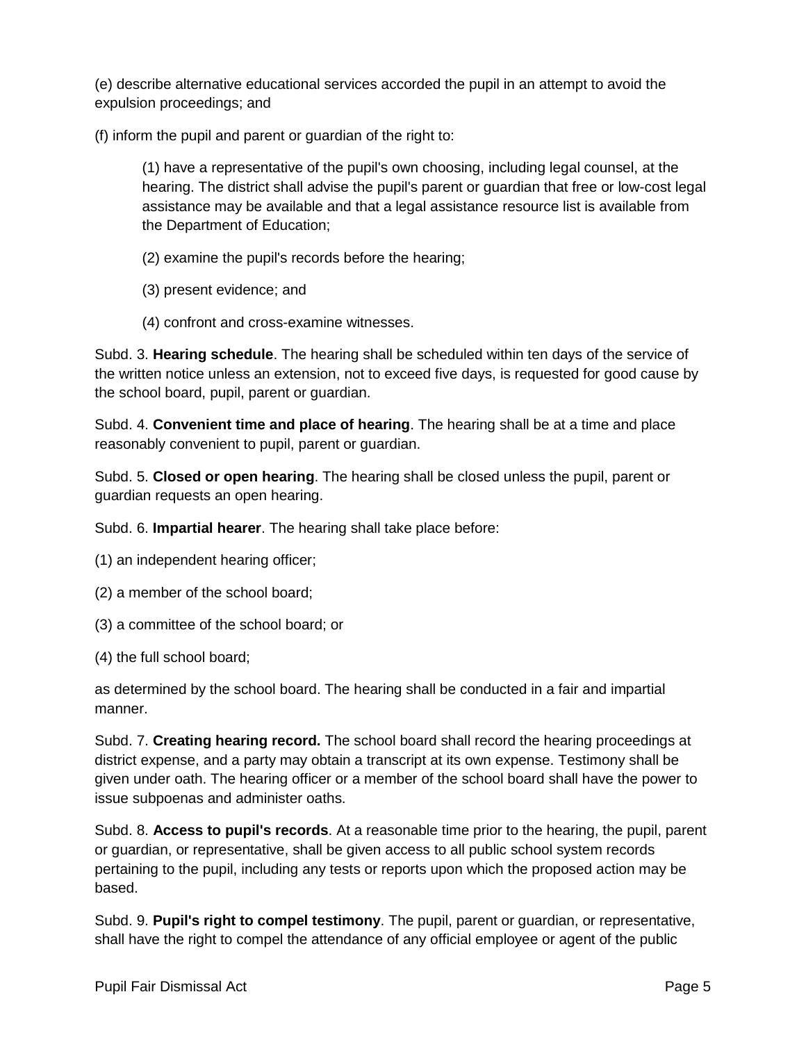(e) describe alternative educational services accorded the pupil in an attempt to avoid the expulsion proceedings; and

(f) inform the pupil and parent or guardian of the right to:

> (1) have a representative of the pupil's own choosing, including legal counsel, at the hearing. The district shall advise the pupil's parent or guardian that free or low-cost legal assistance may be available and that a legal assistance resource list is available from the Department of Education;
>
> (2) examine the pupil's records before the hearing;
>
> (3) present evidence; and
>
> (4) confront and cross-examine witnesses.

Subd. 3. **Hearing schedule**. The hearing shall be scheduled within ten days of the service of the written notice unless an extension, not to exceed five days, is requested for good cause by the school board, pupil, parent or guardian.

Subd. 4. **Convenient time and place of hearing**. The hearing shall be at a time and place reasonably convenient to pupil, parent or guardian.

Subd. 5. **Closed or open hearing**. The hearing shall be closed unless the pupil, parent or guardian requests an open hearing.

Subd. 6. **Impartial hearer**. The hearing shall take place before:

(1) an independent hearing officer;

(2) a member of the school board;

(3) a committee of the school board; or

(4) the full school board;

as determined by the school board. The hearing shall be conducted in a fair and impartial manner.

Subd. 7. **Creating hearing record.** The school board shall record the hearing proceedings at district expense, and a party may obtain a transcript at its own expense. Testimony shall be given under oath. The hearing officer or a member of the school board shall have the power to issue subpoenas and administer oaths.

Subd. 8. **Access to pupil's records**. At a reasonable time prior to the hearing, the pupil, parent or guardian, or representative, shall be given access to all public school system records pertaining to the pupil, including any tests or reports upon which the proposed action may be based.

Subd. 9. **Pupil's right to compel testimony**. The pupil, parent or guardian, or representative, shall have the right to compel the attendance of any official employee or agent of the public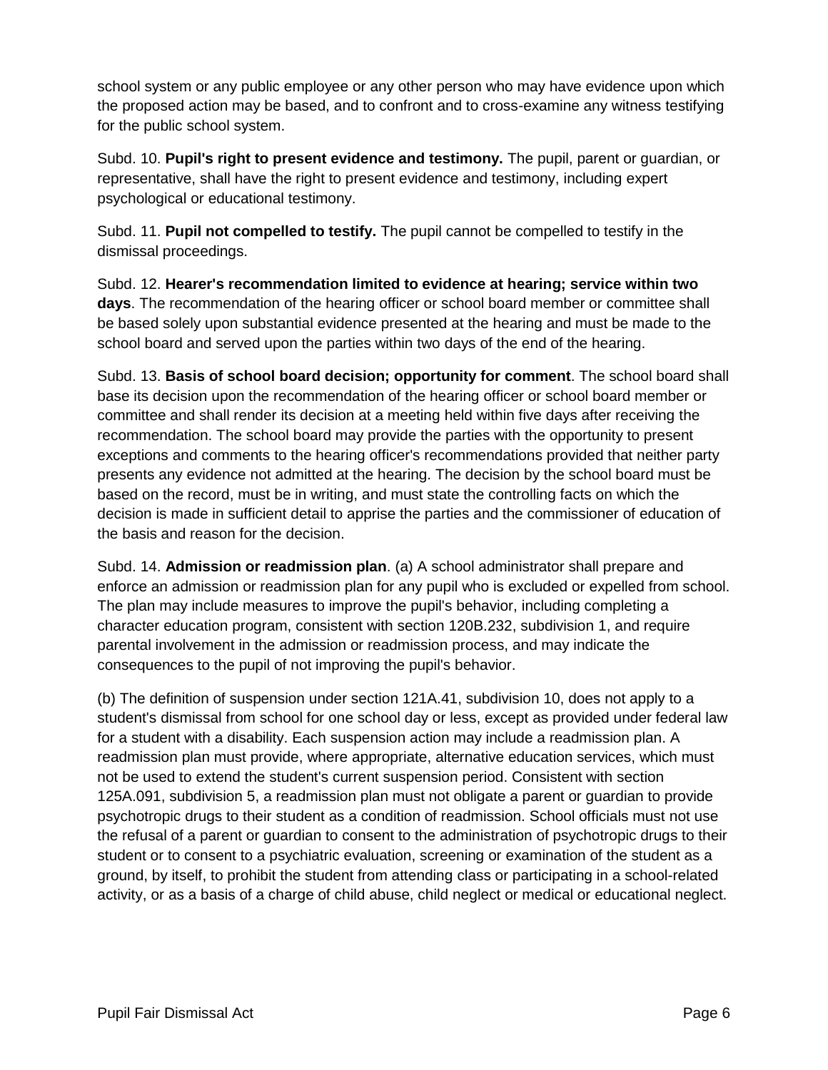school system or any public employee or any other person who may have evidence upon which the proposed action may be based, and to confront and to cross-examine any witness testifying for the public school system.

Subd. 10. **Pupil's right to present evidence and testimony.** The pupil, parent or guardian, or representative, shall have the right to present evidence and testimony, including expert psychological or educational testimony.

Subd. 11. **Pupil not compelled to testify.** The pupil cannot be compelled to testify in the dismissal proceedings.

Subd. 12. **Hearer's recommendation limited to evidence at hearing; service within two days**. The recommendation of the hearing officer or school board member or committee shall be based solely upon substantial evidence presented at the hearing and must be made to the school board and served upon the parties within two days of the end of the hearing.

Subd. 13. **Basis of school board decision; opportunity for comment**. The school board shall base its decision upon the recommendation of the hearing officer or school board member or committee and shall render its decision at a meeting held within five days after receiving the recommendation. The school board may provide the parties with the opportunity to present exceptions and comments to the hearing officer's recommendations provided that neither party presents any evidence not admitted at the hearing. The decision by the school board must be based on the record, must be in writing, and must state the controlling facts on which the decision is made in sufficient detail to apprise the parties and the commissioner of education of the basis and reason for the decision.

Subd. 14. **Admission or readmission plan**. (a) A school administrator shall prepare and enforce an admission or readmission plan for any pupil who is excluded or expelled from school. The plan may include measures to improve the pupil's behavior, including completing a character education program, consistent with section 120B.232, subdivision 1, and require parental involvement in the admission or readmission process, and may indicate the consequences to the pupil of not improving the pupil's behavior.

(b) The definition of suspension under section 121A.41, subdivision 10, does not apply to a student's dismissal from school for one school day or less, except as provided under federal law for a student with a disability. Each suspension action may include a readmission plan. A readmission plan must provide, where appropriate, alternative education services, which must not be used to extend the student's current suspension period. Consistent with section 125A.091, subdivision 5, a readmission plan must not obligate a parent or guardian to provide psychotropic drugs to their student as a condition of readmission. School officials must not use the refusal of a parent or guardian to consent to the administration of psychotropic drugs to their student or to consent to a psychiatric evaluation, screening or examination of the student as a ground, by itself, to prohibit the student from attending class or participating in a school-related activity, or as a basis of a charge of child abuse, child neglect or medical or educational neglect.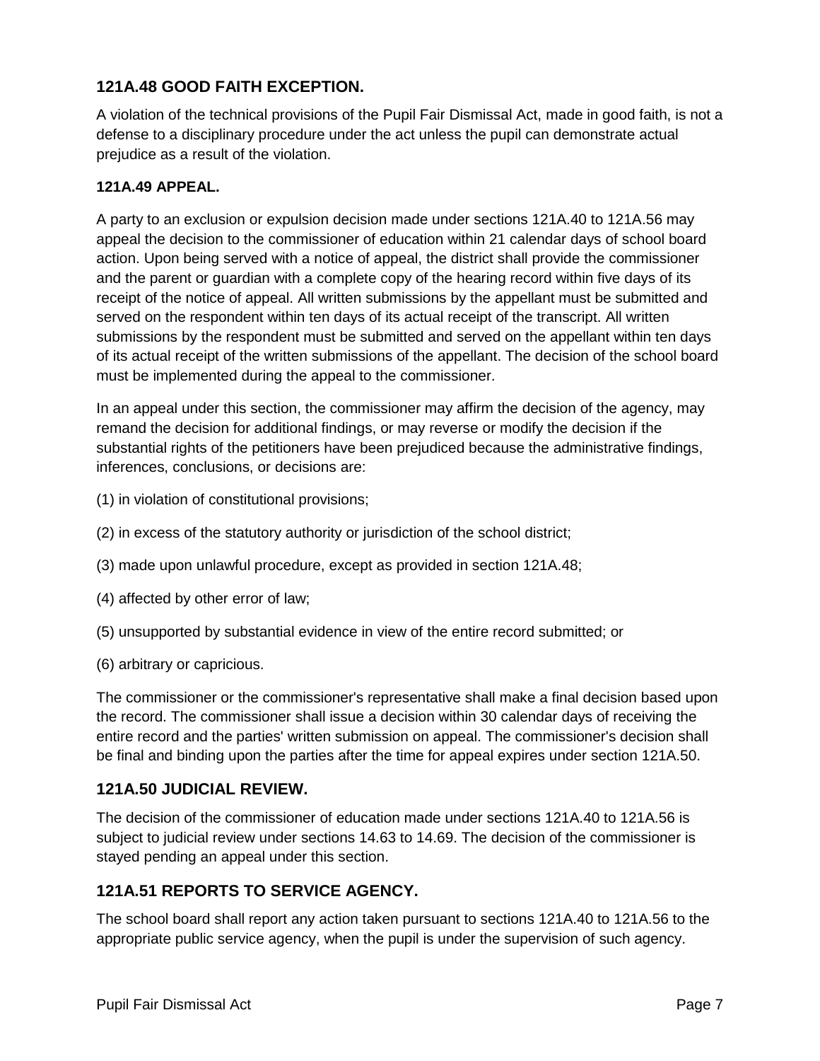## 121A.48 GOOD FAITH EXCEPTION.

A violation of the technical provisions of the Pupil Fair Dismissal Act, made in good faith, is not a defense to a disciplinary procedure under the act unless the pupil can demonstrate actual prejudice as a result of the violation.

### 121A.49 APPEAL.

A party to an exclusion or expulsion decision made under sections 121A.40 to 121A.56 may appeal the decision to the commissioner of education within 21 calendar days of school board action. Upon being served with a notice of appeal, the district shall provide the commissioner and the parent or guardian with a complete copy of the hearing record within five days of its receipt of the notice of appeal. All written submissions by the appellant must be submitted and served on the respondent within ten days of its actual receipt of the transcript. All written submissions by the respondent must be submitted and served on the appellant within ten days of its actual receipt of the written submissions of the appellant. The decision of the school board must be implemented during the appeal to the commissioner.

In an appeal under this section, the commissioner may affirm the decision of the agency, may remand the decision for additional findings, or may reverse or modify the decision if the substantial rights of the petitioners have been prejudiced because the administrative findings, inferences, conclusions, or decisions are:

(1) in violation of constitutional provisions;

(2) in excess of the statutory authority or jurisdiction of the school district;

(3) made upon unlawful procedure, except as provided in section 121A.48;

(4) affected by other error of law;

(5) unsupported by substantial evidence in view of the entire record submitted; or

(6) arbitrary or capricious.

The commissioner or the commissioner's representative shall make a final decision based upon the record. The commissioner shall issue a decision within 30 calendar days of receiving the entire record and the parties' written submission on appeal. The commissioner's decision shall be final and binding upon the parties after the time for appeal expires under section 121A.50.

## 121A.50 JUDICIAL REVIEW.

The decision of the commissioner of education made under sections 121A.40 to 121A.56 is subject to judicial review under sections 14.63 to 14.69. The decision of the commissioner is stayed pending an appeal under this section.

## 121A.51 REPORTS TO SERVICE AGENCY.

The school board shall report any action taken pursuant to sections 121A.40 to 121A.56 to the appropriate public service agency, when the pupil is under the supervision of such agency.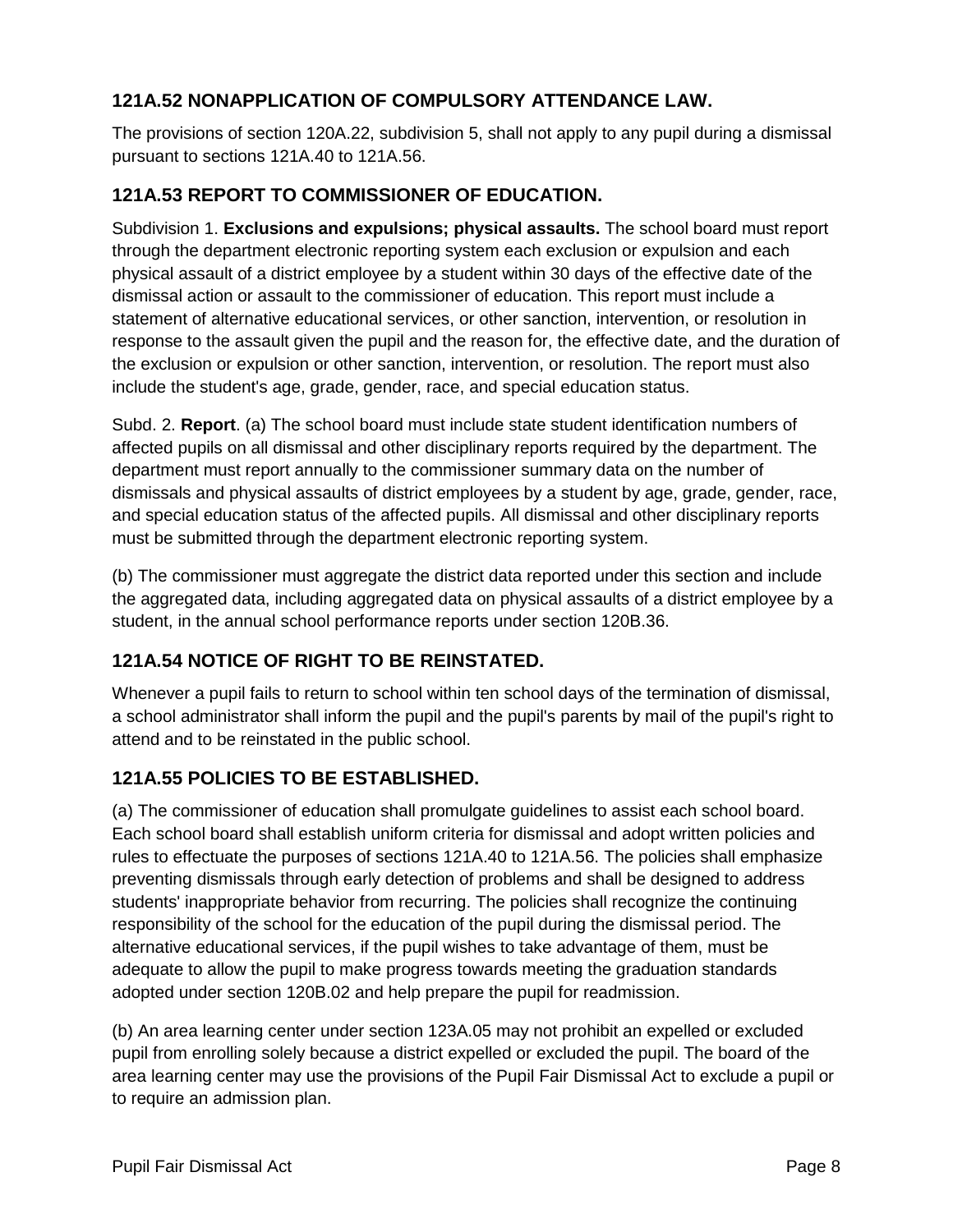## 121A.52 NONAPPLICATION OF COMPULSORY ATTENDANCE LAW.

The provisions of section 120A.22, subdivision 5, shall not apply to any pupil during a dismissal pursuant to sections 121A.40 to 121A.56.

## 121A.53 REPORT TO COMMISSIONER OF EDUCATION.

Subdivision 1. **Exclusions and expulsions; physical assaults.** The school board must report through the department electronic reporting system each exclusion or expulsion and each physical assault of a district employee by a student within 30 days of the effective date of the dismissal action or assault to the commissioner of education. This report must include a statement of alternative educational services, or other sanction, intervention, or resolution in response to the assault given the pupil and the reason for, the effective date, and the duration of the exclusion or expulsion or other sanction, intervention, or resolution. The report must also include the student's age, grade, gender, race, and special education status.

Subd. 2. **Report**. (a) The school board must include state student identification numbers of affected pupils on all dismissal and other disciplinary reports required by the department. The department must report annually to the commissioner summary data on the number of dismissals and physical assaults of district employees by a student by age, grade, gender, race, and special education status of the affected pupils. All dismissal and other disciplinary reports must be submitted through the department electronic reporting system.

(b) The commissioner must aggregate the district data reported under this section and include the aggregated data, including aggregated data on physical assaults of a district employee by a student, in the annual school performance reports under section 120B.36.

## 121A.54 NOTICE OF RIGHT TO BE REINSTATED.

Whenever a pupil fails to return to school within ten school days of the termination of dismissal, a school administrator shall inform the pupil and the pupil's parents by mail of the pupil's right to attend and to be reinstated in the public school.

## 121A.55 POLICIES TO BE ESTABLISHED.

(a) The commissioner of education shall promulgate guidelines to assist each school board. Each school board shall establish uniform criteria for dismissal and adopt written policies and rules to effectuate the purposes of sections 121A.40 to 121A.56. The policies shall emphasize preventing dismissals through early detection of problems and shall be designed to address students' inappropriate behavior from recurring. The policies shall recognize the continuing responsibility of the school for the education of the pupil during the dismissal period. The alternative educational services, if the pupil wishes to take advantage of them, must be adequate to allow the pupil to make progress towards meeting the graduation standards adopted under section 120B.02 and help prepare the pupil for readmission.

(b) An area learning center under section 123A.05 may not prohibit an expelled or excluded pupil from enrolling solely because a district expelled or excluded the pupil. The board of the area learning center may use the provisions of the Pupil Fair Dismissal Act to exclude a pupil or to require an admission plan.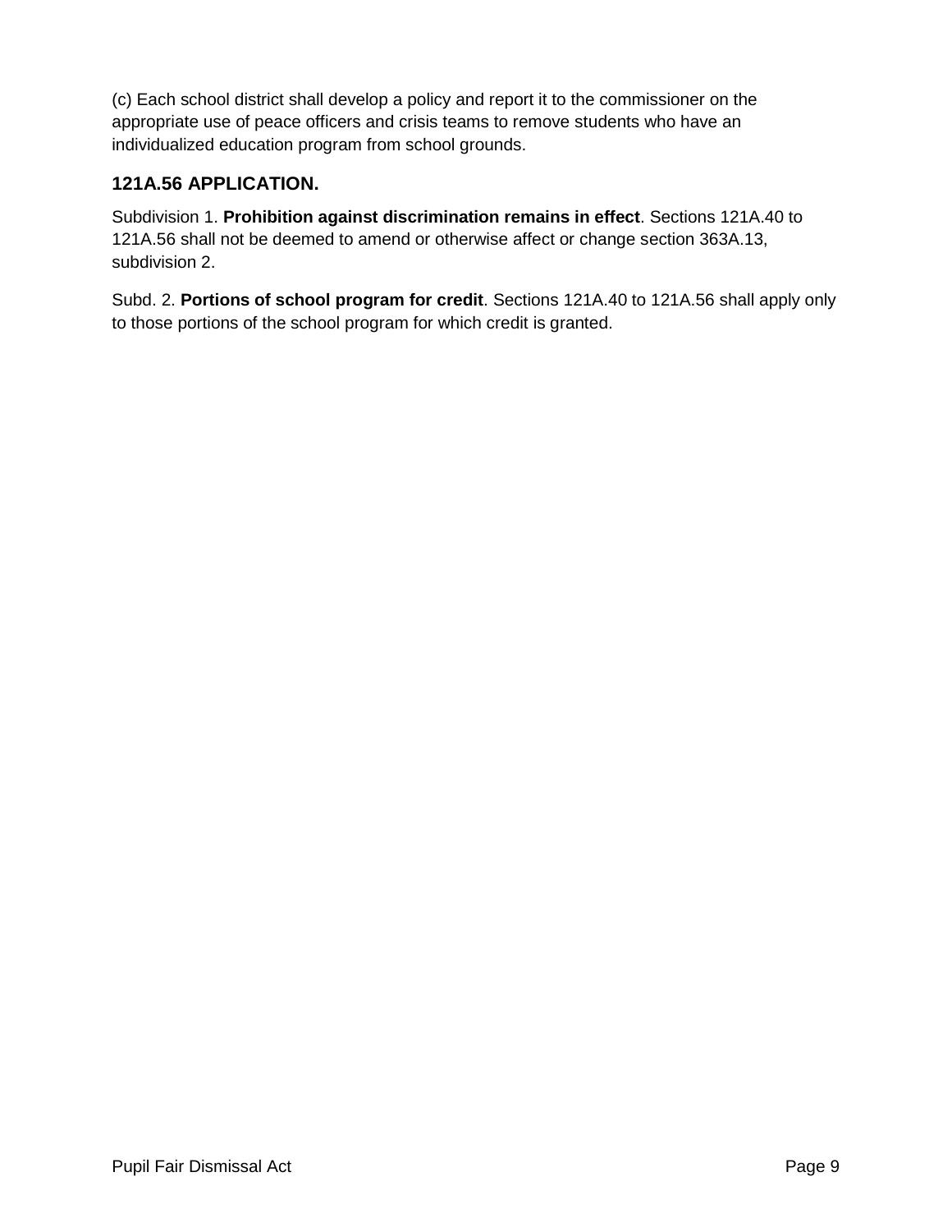(c) Each school district shall develop a policy and report it to the commissioner on the appropriate use of peace officers and crisis teams to remove students who have an individualized education program from school grounds.

### 121A.56 APPLICATION.

Subdivision 1. **Prohibition against discrimination remains in effect**. Sections 121A.40 to 121A.56 shall not be deemed to amend or otherwise affect or change section 363A.13, subdivision 2.

Subd. 2. **Portions of school program for credit**. Sections 121A.40 to 121A.56 shall apply only to those portions of the school program for which credit is granted.